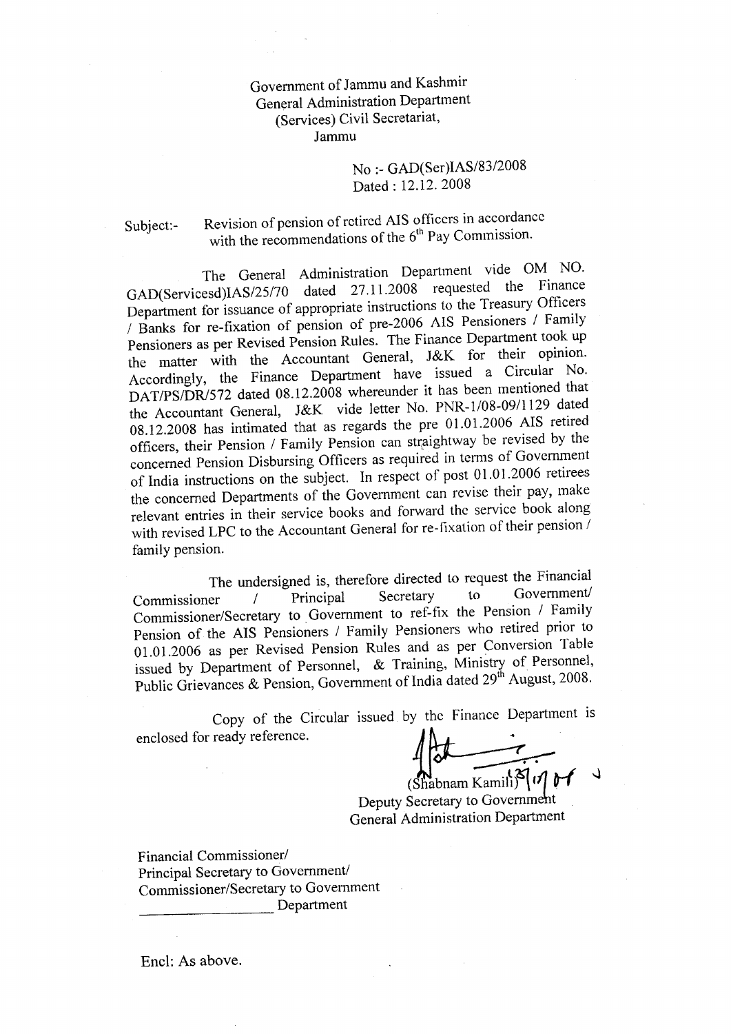Government of Jammu and Kashmir
General Administration Department
(Services) Civil Secretariat,
Jammu

No :- GAD(Ser)IAS/83/2008
Dated : 12.12. 2008

Subject:- Revision of pension of retired AIS officers in accordance with the recommendations of the 6th Pay Commission.

The General Administration Department vide OM NO. GAD(Servicesd)IAS/25/70 dated 27.11.2008 requested the Finance Department for issuance of appropriate instructions to the Treasury Officers / Banks for re-fixation of pension of pre-2006 AIS Pensioners / Family Pensioners as per Revised Pension Rules. The Finance Department took up the matter with the Accountant General, J&K for their opinion. Accordingly, the Finance Department have issued a Circular No. DAT/PS/DR/572 dated 08.12.2008 whereunder it has been mentioned that the Accountant General, J&K vide letter No. PNR-1/08-09/1129 dated 08.12.2008 has intimated that as regards the pre 01.01.2006 AIS retired officers, their Pension / Family Pension can straightway be revised by the concerned Pension Disbursing Officers as required in terms of Government of India instructions on the subject. In respect of post 01.01.2006 retirees the concerned Departments of the Government can revise their pay, make relevant entries in their service books and forward the service book along with revised LPC to the Accountant General for re-fixation of their pension / family pension.

The undersigned is, therefore directed to request the Financial Commissioner / Principal Secretary to Government/ Commissioner/Secretary to Government to ref-fix the Pension / Family Pension of the AIS Pensioners / Family Pensioners who retired prior to 01.01.2006 as per Revised Pension Rules and as per Conversion Table issued by Department of Personnel, & Training, Ministry of Personnel, Public Grievances & Pension, Government of India dated 29th August, 2008.

Copy of the Circular issued by the Finance Department is enclosed for ready reference.

(Shabnam Kamili)
Deputy Secretary to Government
General Administration Department

Financial Commissioner/
Principal Secretary to Government/
Commissioner/Secretary to Government
\_\_\_\_\_\_\_\_\_\_\_\_\_\_\_\_\_\_ Department

Encl: As above.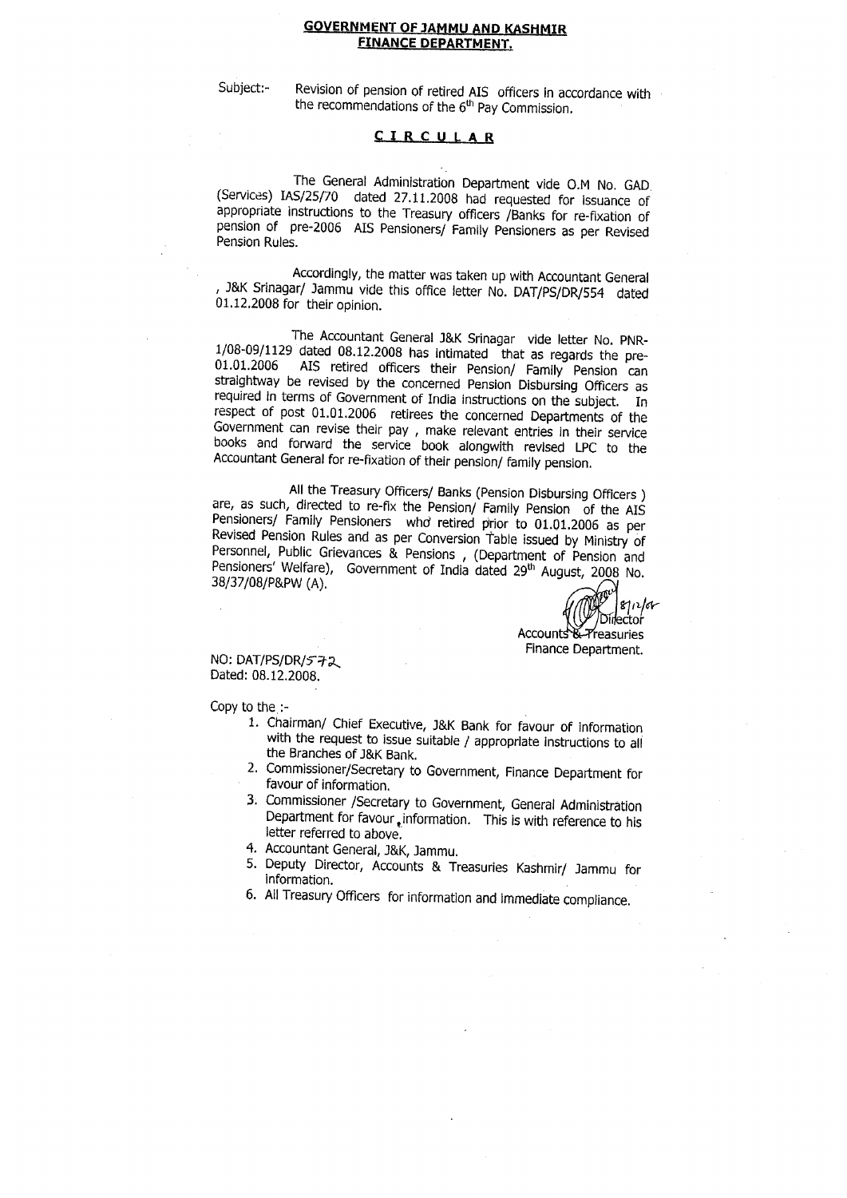**GOVERNMENT OF JAMMU AND KASHMIR**
**FINANCE DEPARTMENT.**

Subject:- Revision of pension of retired AIS officers in accordance with the recommendations of the 6th Pay Commission.

## CIRCULAR

The General Administration Department vide O.M No. GAD (Services) IAS/25/70 dated 27.11.2008 had requested for issuance of appropriate instructions to the Treasury officers /Banks for re-fixation of pension of pre-2006 AIS Pensioners/ Family Pensioners as per Revised Pension Rules.

Accordingly, the matter was taken up with Accountant General , J&K Srinagar/ Jammu vide this office letter No. DAT/PS/DR/554 dated 01.12.2008 for their opinion.

The Accountant General J&K Srinagar vide letter No. PNR-1/08-09/1129 dated 08.12.2008 has intimated that as regards the pre-01.01.2006 AIS retired officers their Pension/ Family Pension can straightway be revised by the concerned Pension Disbursing Officers as required in terms of Government of India instructions on the subject. In respect of post 01.01.2006 retirees the concerned Departments of the Government can revise their pay , make relevant entries in their service books and forward the service book alongwith revised LPC to the Accountant General for re-fixation of their pension/ family pension.

All the Treasury Officers/ Banks (Pension Disbursing Officers ) are, as such, directed to re-fix the Pension/ Family Pension of the AIS Pensioners/ Family Pensioners who retired prior to 01.01.2006 as per Revised Pension Rules and as per Conversion Table issued by Ministry of Personnel, Public Grievances & Pensions , (Department of Pension and Pensioners' Welfare), Government of India dated 29th August, 2008 No. 38/37/08/P&PW (A).

Sd/- 8/12/08
Director
Accounts & Treasuries
Finance Department.

NO: DAT/PS/DR/572
Dated: 08.12.2008.

Copy to the :-

1. Chairman/ Chief Executive, J&K Bank for favour of information with the request to issue suitable / appropriate instructions to all the Branches of J&K Bank.
2. Commissioner/Secretary to Government, Finance Department for favour of information.
3. Commissioner /Secretary to Government, General Administration Department for favour information. This is with reference to his letter referred to above.
4. Accountant General, J&K, Jammu.
5. Deputy Director, Accounts & Treasuries Kashmir/ Jammu for information.
6. All Treasury Officers for information and immediate compliance.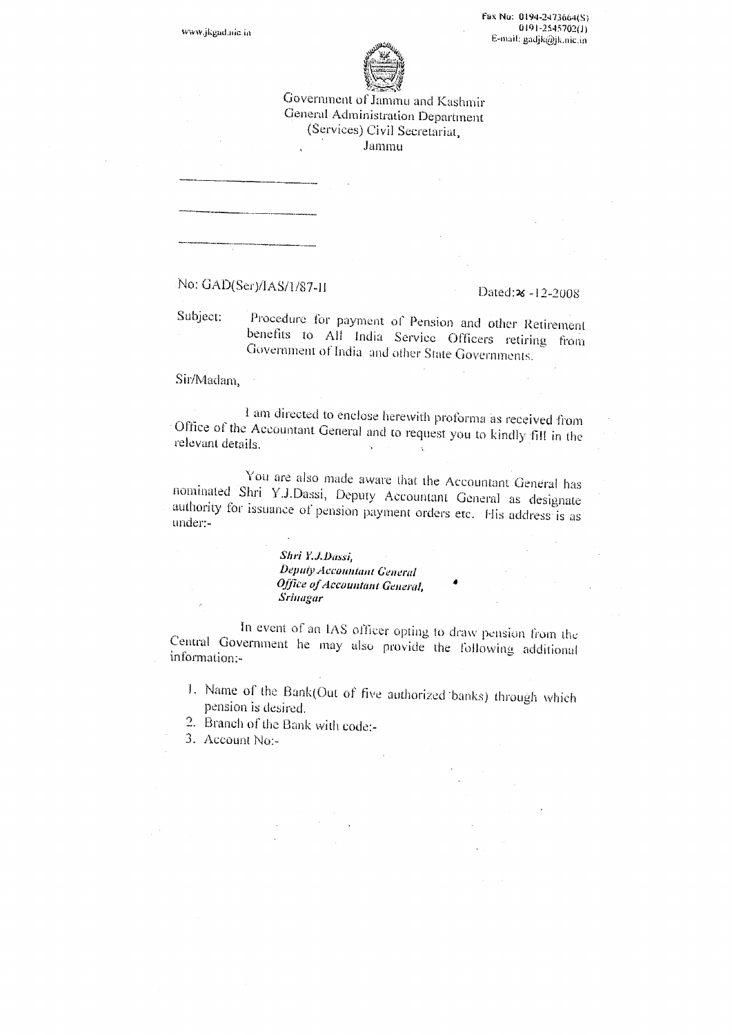www.jkgad.nic.in

Fax No: 0194-2473664(S)
0191-2545702(J)
E-mail: gadjk@jk.nic.in

Government of Jammu and Kashmir
General Administration Department
(Services) Civil Secretariat,
Jammu

\_\_\_\_\_\_\_\_\_\_\_\_\_\_\_\_\_\_

\_\_\_\_\_\_\_\_\_\_\_\_\_\_\_\_\_\_

\_\_\_\_\_\_\_\_\_\_\_\_\_\_\_\_\_\_

No: GAD(Ser)/IAS/1/87-II

Dated: 26-12-2008

Subject: Procedure for payment of Pension and other Retirement benefits to All India Service Officers retiring from Government of India and other State Governments.

Sir/Madam,

I am directed to enclose herewith proforma as received from Office of the Accountant General and to request you to kindly fill in the relevant details.

You are also made aware that the Accountant General has nominated Shri Y.J.Dassi, Deputy Accountant General as designate authority for issuance of pension payment orders etc. His address is as under:-

***Shri Y.J.Dassi,***
***Deputy Accountant General***
***Office of Accountant General,***
***Srinagar***

In event of an IAS officer opting to draw pension from the Central Government he may also provide the following additional information:-

1. Name of the Bank(Out of five authorized banks) through which pension is desired.
2. Branch of the Bank with code:-
3. Account No:-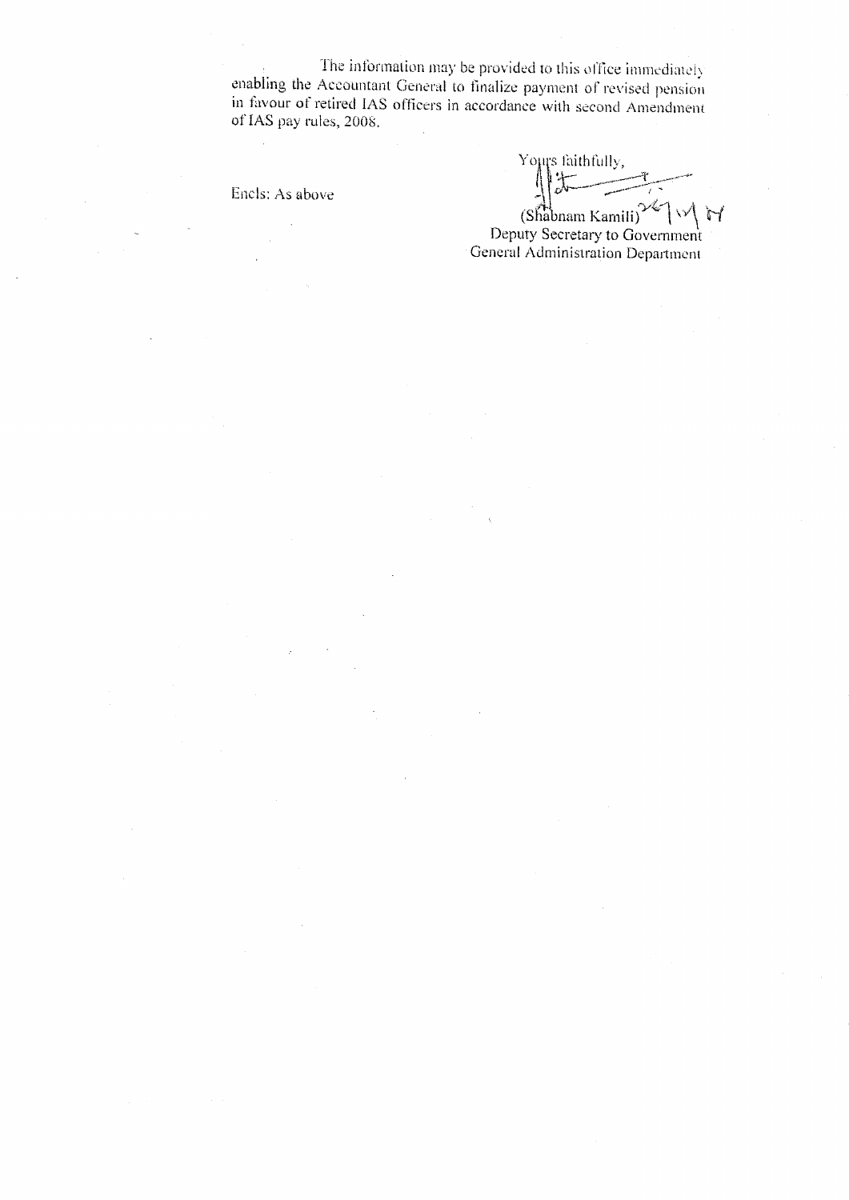The information may be provided to this office immediately enabling the Accountant General to finalize payment of revised pension in favour of retired IAS officers in accordance with second Amendment of IAS pay rules, 2008.

Encls: As above

Yours faithfully,

(Shabnam Kamili)
Deputy Secretary to Government
General Administration Department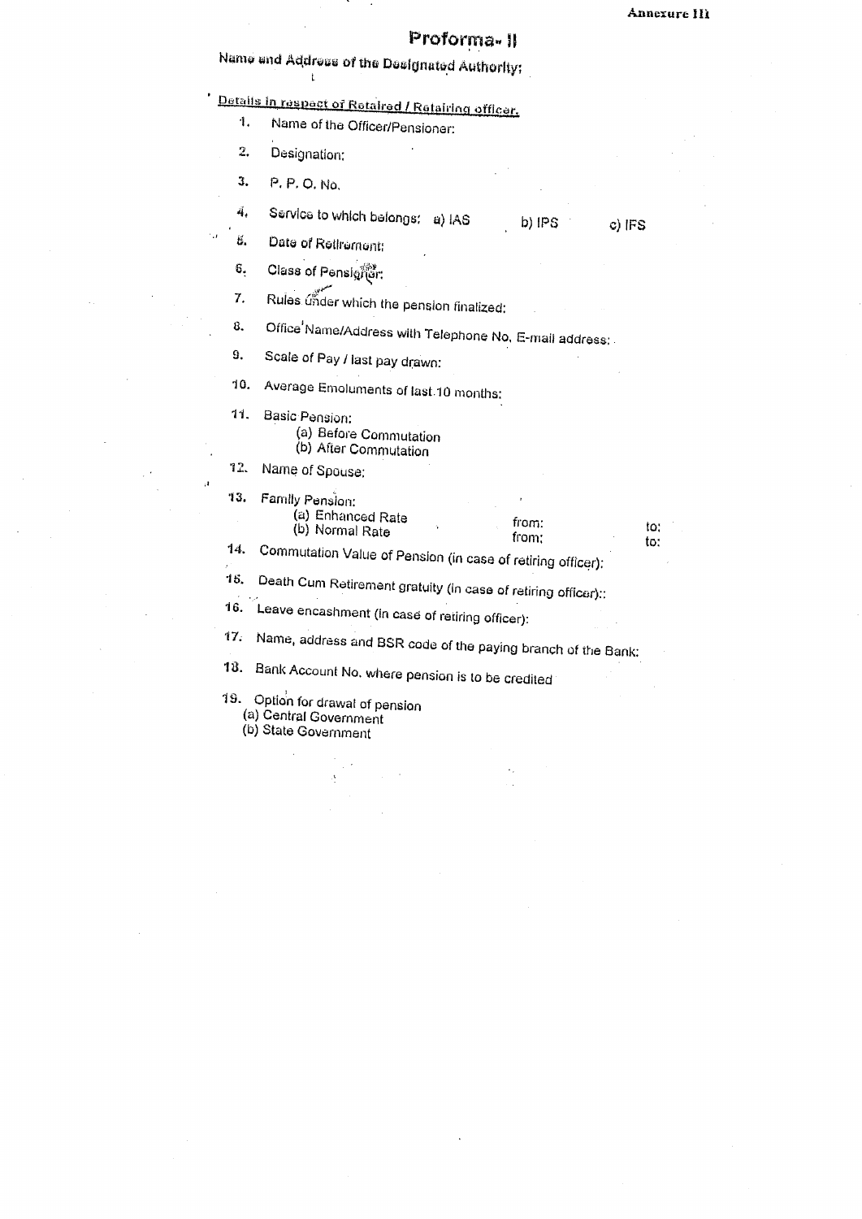Annexure III

# Proforma- II

Name and Address of the Designated Authority:

**Details in respect of Retaired / Retairing officer.**

1. Name of the Officer/Pensioner:
2. Designation:
3. P. P. O. No.
4. Service to which belongs: a) IAS  b) IPS  c) IFS
5. Date of Retirement:
6. Class of Pensioner:
7. Rules under which the pension finalized:
8. Office Name/Address with Telephone No, E-mail address:
9. Scale of Pay / last pay drawn:
10. Average Emoluments of last 10 months:
11. Basic Pension:
    (a) Before Commutation
    (b) After Commutation
12. Name of Spouse:
13. Family Pension:
    (a) Enhanced Rate  from:  to:
    (b) Normal Rate  from:  to:
14. Commutation Value of Pension (in case of retiring officer):
15. Death Cum Retirement gratuity (in case of retiring officer)::
16. Leave encashment (In case of retiring officer):
17. Name, address and BSR code of the paying branch of the Bank:
18. Bank Account No. where pension is to be credited
19. Option for drawal of pension
    (a) Central Government
    (b) State Government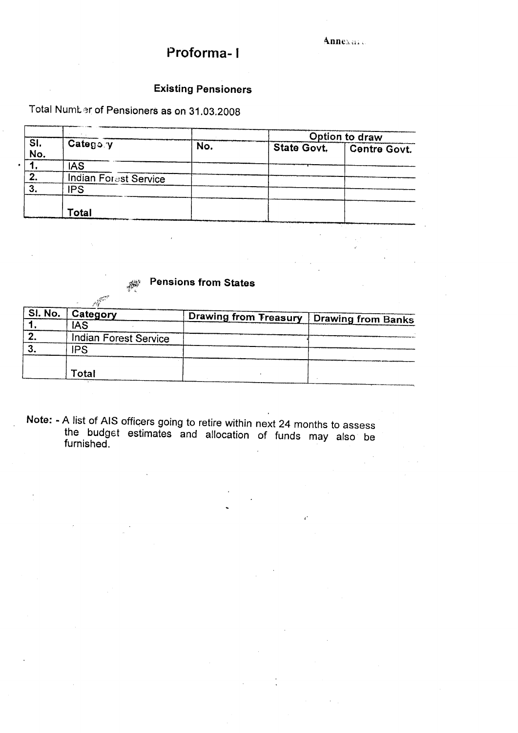Annexure

# Proforma- I

## Existing Pensioners

Total Number of Pensioners as on 31.03.2008

| Sl. No. | Category | No. | Option to draw | |
|---|---|---|---|---|
| | | | State Govt. | Centre Govt. |
| 1. | IAS | | | |
| 2. | Indian Forest Service | | | |
| 3. | IPS | | | |
| | Total | | | |

## Pensions from States

| Sl. No. | Category | Drawing from Treasury | Drawing from Banks |
|---|---|---|---|
| 1. | IAS | | |
| 2. | Indian Forest Service | | |
| 3. | IPS | | |
| | Total | | |

**Note:** - A list of AIS officers going to retire within next 24 months to assess the budget estimates and allocation of funds may also be furnished.